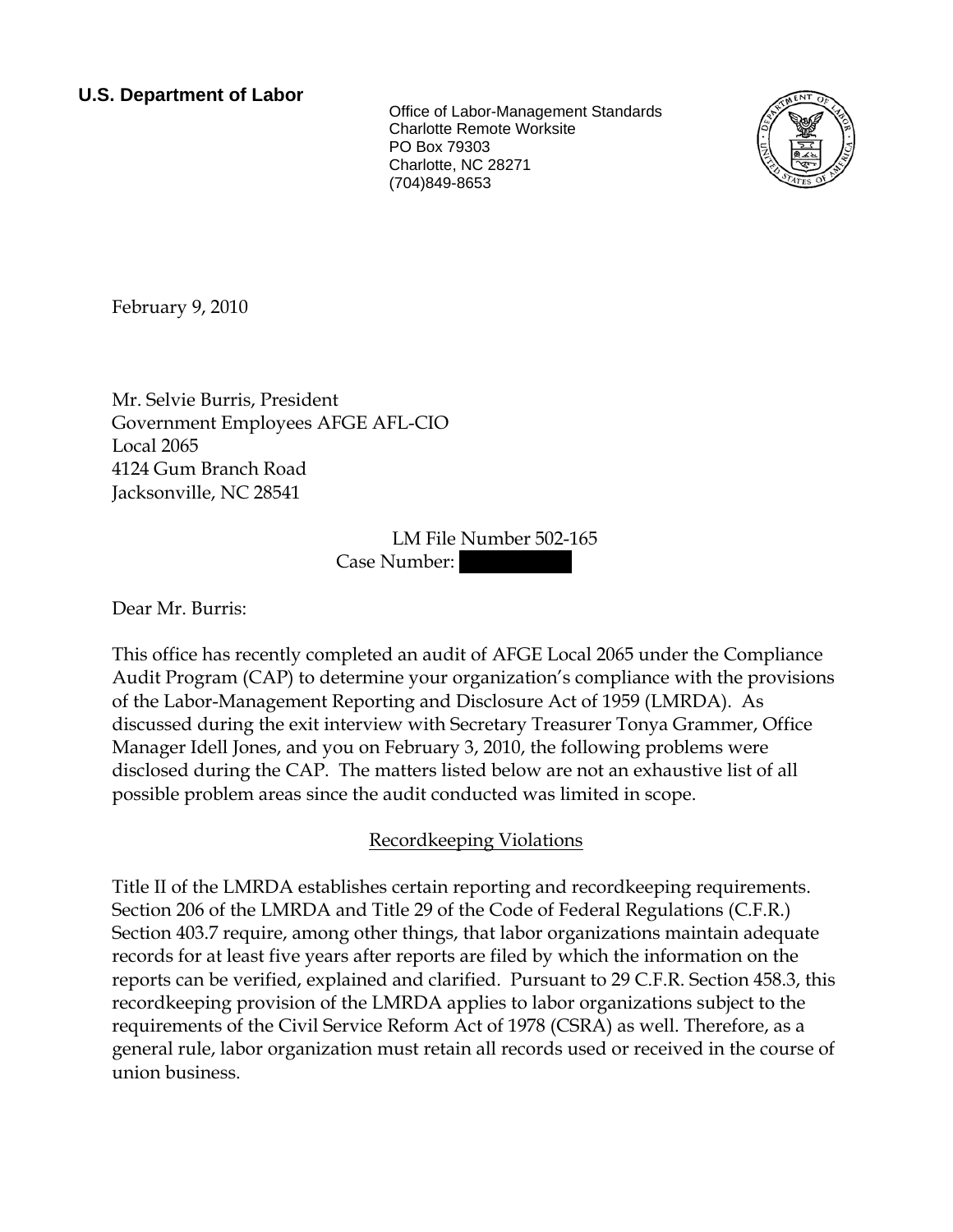**U.S. Department of Labor**

Office of Labor-Management Standards
Charlotte Remote Worksite
PO Box 79303
Charlotte, NC 28271
(704)849-8653

February 9, 2010

Mr. Selvie Burris, President
Government Employees AFGE AFL-CIO
Local 2065
4124 Gum Branch Road
Jacksonville, NC 28541

LM File Number 502-165
Case Number:

Dear Mr. Burris:

This office has recently completed an audit of AFGE Local 2065 under the Compliance Audit Program (CAP) to determine your organization's compliance with the provisions of the Labor-Management Reporting and Disclosure Act of 1959 (LMRDA). As discussed during the exit interview with Secretary Treasurer Tonya Grammer, Office Manager Idell Jones, and you on February 3, 2010, the following problems were disclosed during the CAP. The matters listed below are not an exhaustive list of all possible problem areas since the audit conducted was limited in scope.

## Recordkeeping Violations

Title II of the LMRDA establishes certain reporting and recordkeeping requirements. Section 206 of the LMRDA and Title 29 of the Code of Federal Regulations (C.F.R.) Section 403.7 require, among other things, that labor organizations maintain adequate records for at least five years after reports are filed by which the information on the reports can be verified, explained and clarified. Pursuant to 29 C.F.R. Section 458.3, this recordkeeping provision of the LMRDA applies to labor organizations subject to the requirements of the Civil Service Reform Act of 1978 (CSRA) as well. Therefore, as a general rule, labor organization must retain all records used or received in the course of union business.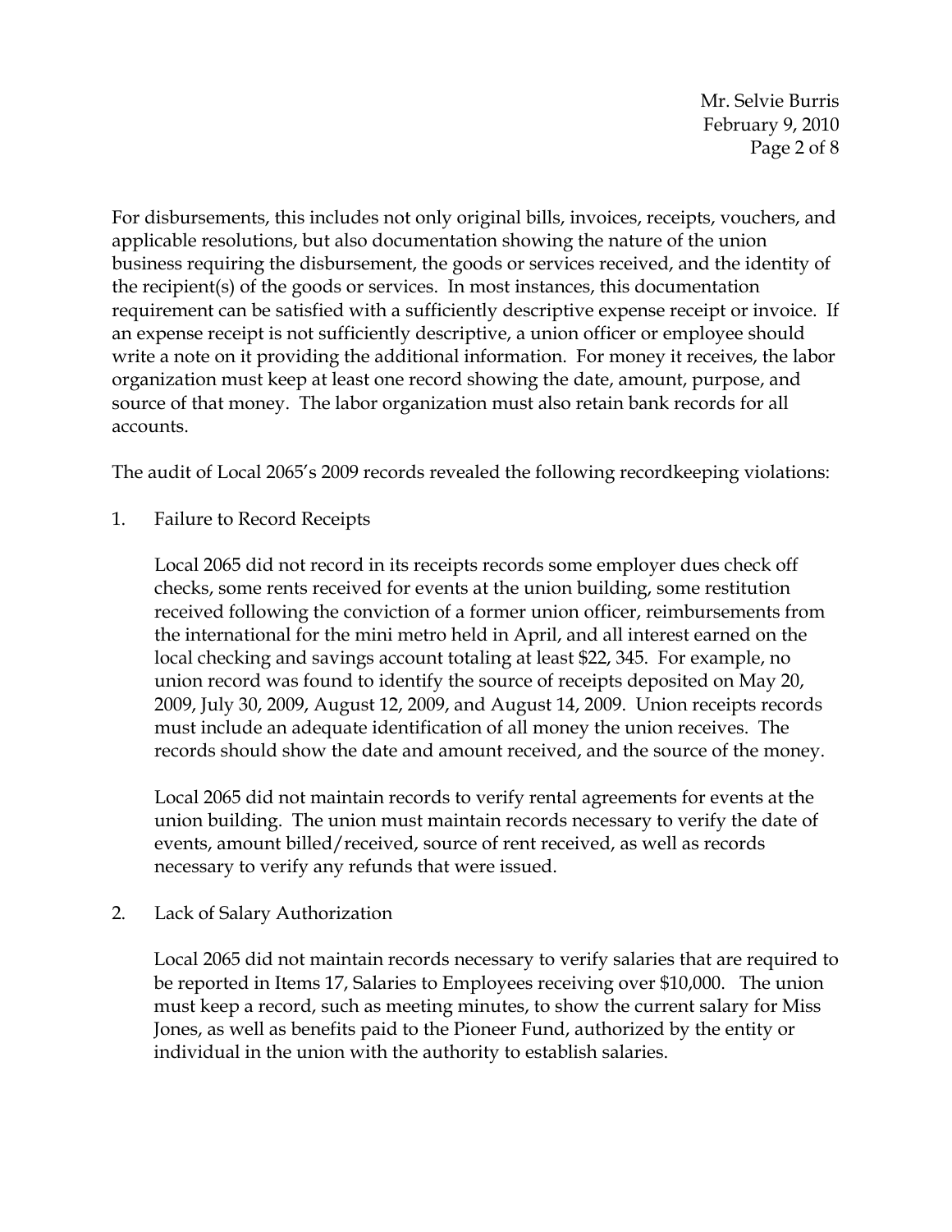For disbursements, this includes not only original bills, invoices, receipts, vouchers, and applicable resolutions, but also documentation showing the nature of the union business requiring the disbursement, the goods or services received, and the identity of the recipient(s) of the goods or services. In most instances, this documentation requirement can be satisfied with a sufficiently descriptive expense receipt or invoice. If an expense receipt is not sufficiently descriptive, a union officer or employee should write a note on it providing the additional information. For money it receives, the labor organization must keep at least one record showing the date, amount, purpose, and source of that money. The labor organization must also retain bank records for all accounts.

The audit of Local 2065's 2009 records revealed the following recordkeeping violations:

1. Failure to Record Receipts

   Local 2065 did not record in its receipts records some employer dues check off checks, some rents received for events at the union building, some restitution received following the conviction of a former union officer, reimbursements from the international for the mini metro held in April, and all interest earned on the local checking and savings account totaling at least $22, 345. For example, no union record was found to identify the source of receipts deposited on May 20, 2009, July 30, 2009, August 12, 2009, and August 14, 2009. Union receipts records must include an adequate identification of all money the union receives. The records should show the date and amount received, and the source of the money.

   Local 2065 did not maintain records to verify rental agreements for events at the union building. The union must maintain records necessary to verify the date of events, amount billed/received, source of rent received, as well as records necessary to verify any refunds that were issued.

2. Lack of Salary Authorization

   Local 2065 did not maintain records necessary to verify salaries that are required to be reported in Items 17, Salaries to Employees receiving over $10,000. The union must keep a record, such as meeting minutes, to show the current salary for Miss Jones, as well as benefits paid to the Pioneer Fund, authorized by the entity or individual in the union with the authority to establish salaries.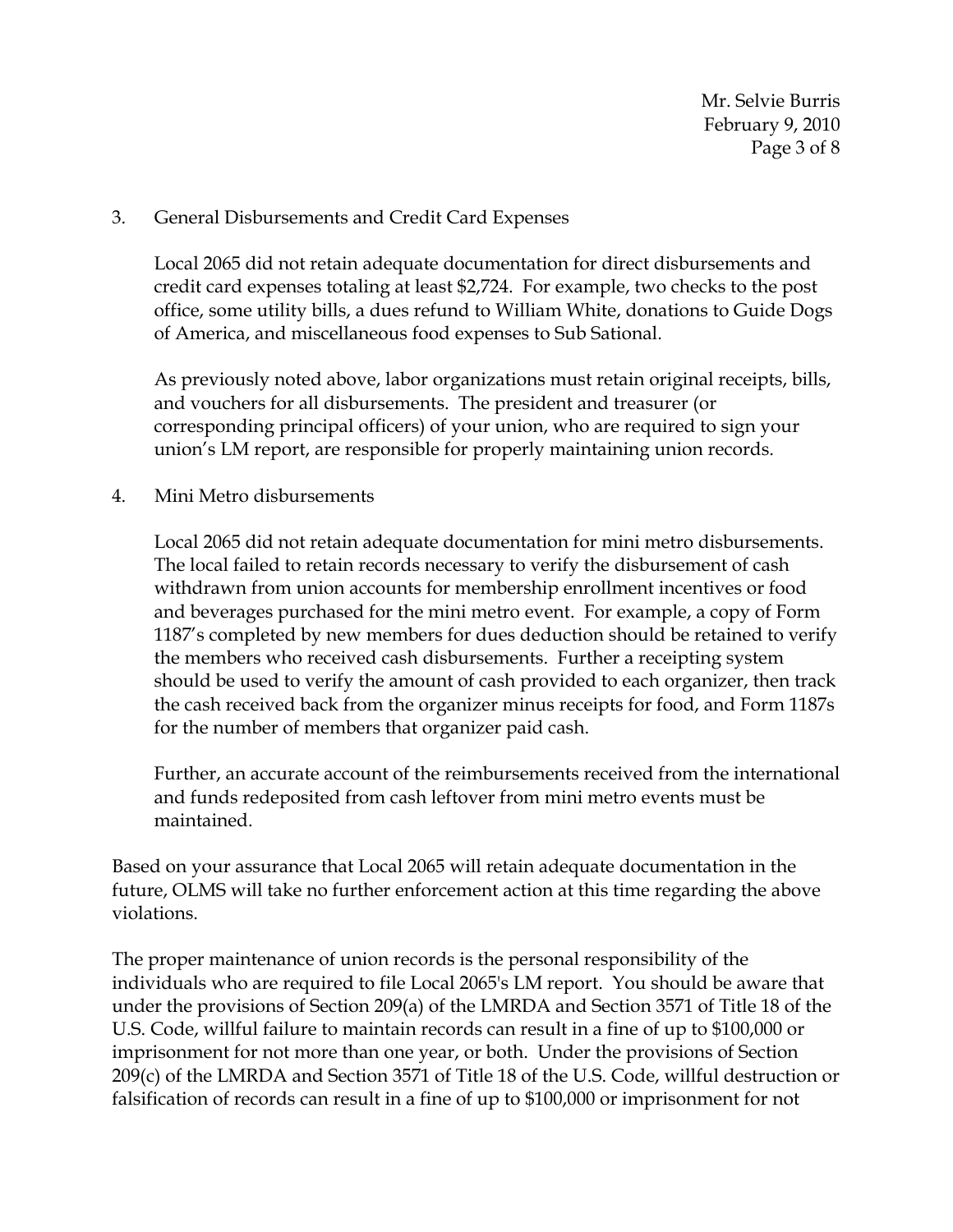3. General Disbursements and Credit Card Expenses

   Local 2065 did not retain adequate documentation for direct disbursements and credit card expenses totaling at least $2,724. For example, two checks to the post office, some utility bills, a dues refund to William White, donations to Guide Dogs of America, and miscellaneous food expenses to Sub Sational.

   As previously noted above, labor organizations must retain original receipts, bills, and vouchers for all disbursements. The president and treasurer (or corresponding principal officers) of your union, who are required to sign your union's LM report, are responsible for properly maintaining union records.

4. Mini Metro disbursements

   Local 2065 did not retain adequate documentation for mini metro disbursements. The local failed to retain records necessary to verify the disbursement of cash withdrawn from union accounts for membership enrollment incentives or food and beverages purchased for the mini metro event. For example, a copy of Form 1187's completed by new members for dues deduction should be retained to verify the members who received cash disbursements. Further a receipting system should be used to verify the amount of cash provided to each organizer, then track the cash received back from the organizer minus receipts for food, and Form 1187s for the number of members that organizer paid cash.

   Further, an accurate account of the reimbursements received from the international and funds redeposited from cash leftover from mini metro events must be maintained.

Based on your assurance that Local 2065 will retain adequate documentation in the future, OLMS will take no further enforcement action at this time regarding the above violations.

The proper maintenance of union records is the personal responsibility of the individuals who are required to file Local 2065's LM report. You should be aware that under the provisions of Section 209(a) of the LMRDA and Section 3571 of Title 18 of the U.S. Code, willful failure to maintain records can result in a fine of up to $100,000 or imprisonment for not more than one year, or both. Under the provisions of Section 209(c) of the LMRDA and Section 3571 of Title 18 of the U.S. Code, willful destruction or falsification of records can result in a fine of up to $100,000 or imprisonment for not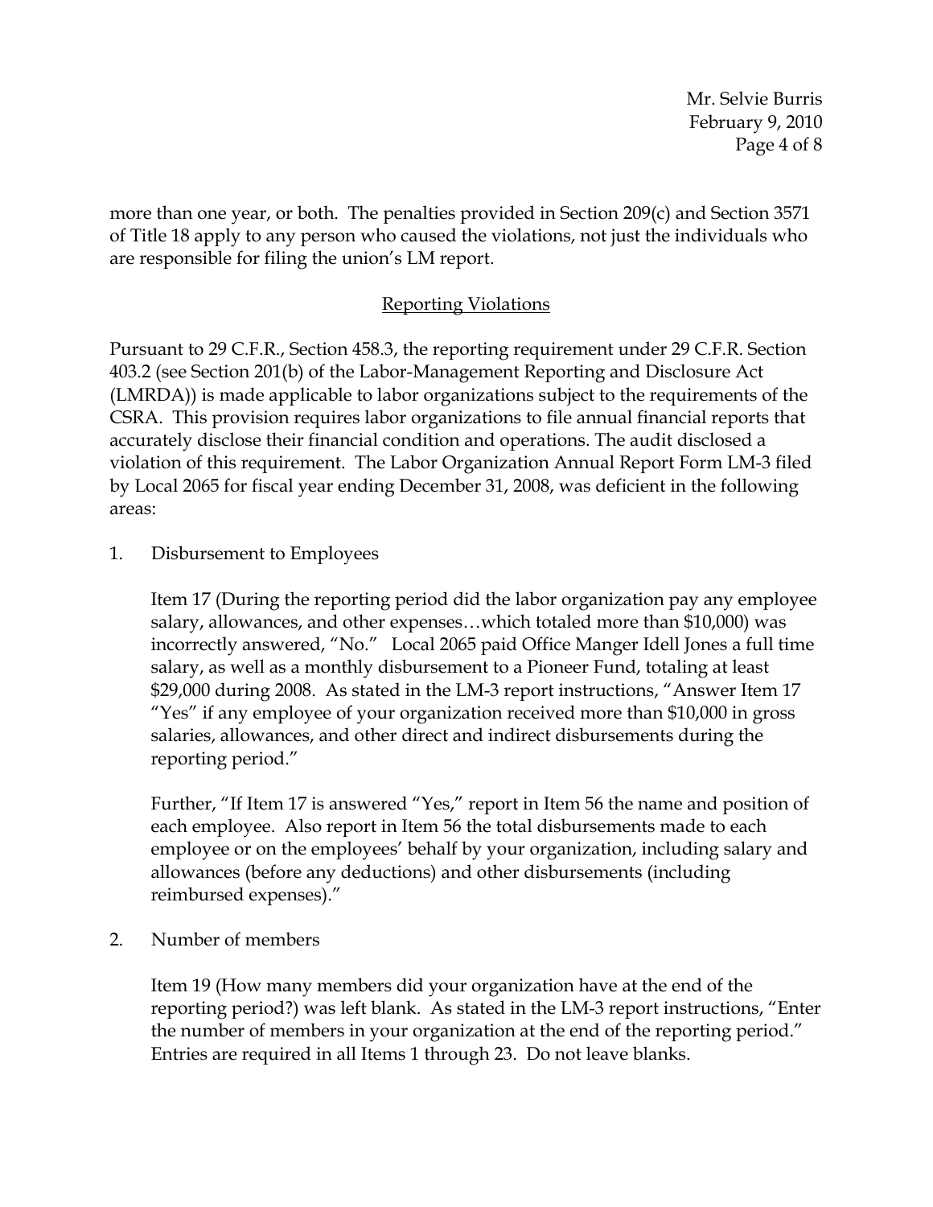more than one year, or both. The penalties provided in Section 209(c) and Section 3571 of Title 18 apply to any person who caused the violations, not just the individuals who are responsible for filing the union's LM report.

## Reporting Violations

Pursuant to 29 C.F.R., Section 458.3, the reporting requirement under 29 C.F.R. Section 403.2 (see Section 201(b) of the Labor-Management Reporting and Disclosure Act (LMRDA)) is made applicable to labor organizations subject to the requirements of the CSRA. This provision requires labor organizations to file annual financial reports that accurately disclose their financial condition and operations. The audit disclosed a violation of this requirement. The Labor Organization Annual Report Form LM-3 filed by Local 2065 for fiscal year ending December 31, 2008, was deficient in the following areas:

1. Disbursement to Employees

   Item 17 (During the reporting period did the labor organization pay any employee salary, allowances, and other expenses…which totaled more than $10,000) was incorrectly answered, "No." Local 2065 paid Office Manger Idell Jones a full time salary, as well as a monthly disbursement to a Pioneer Fund, totaling at least $29,000 during 2008. As stated in the LM-3 report instructions, "Answer Item 17 "Yes" if any employee of your organization received more than $10,000 in gross salaries, allowances, and other direct and indirect disbursements during the reporting period."

   Further, "If Item 17 is answered "Yes," report in Item 56 the name and position of each employee. Also report in Item 56 the total disbursements made to each employee or on the employees' behalf by your organization, including salary and allowances (before any deductions) and other disbursements (including reimbursed expenses)."

2. Number of members

   Item 19 (How many members did your organization have at the end of the reporting period?) was left blank. As stated in the LM-3 report instructions, "Enter the number of members in your organization at the end of the reporting period." Entries are required in all Items 1 through 23. Do not leave blanks.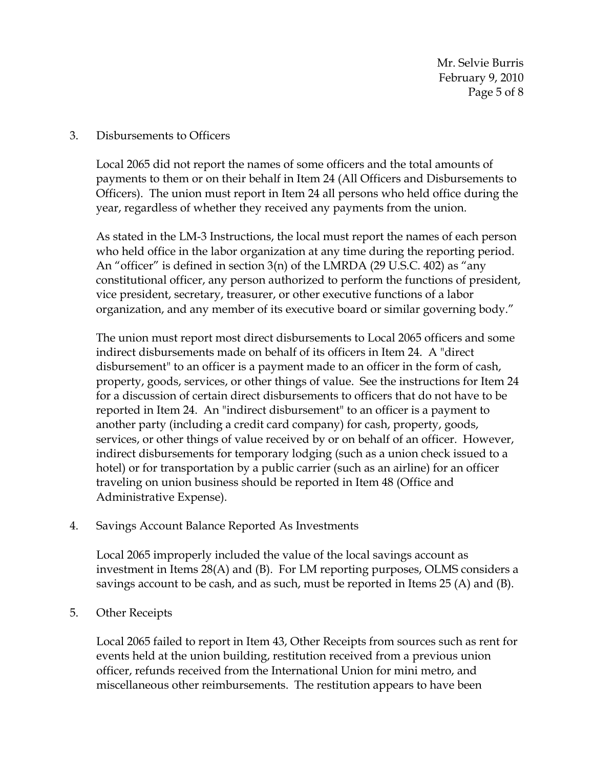3. Disbursements to Officers

   Local 2065 did not report the names of some officers and the total amounts of payments to them or on their behalf in Item 24 (All Officers and Disbursements to Officers). The union must report in Item 24 all persons who held office during the year, regardless of whether they received any payments from the union.

   As stated in the LM-3 Instructions, the local must report the names of each person who held office in the labor organization at any time during the reporting period. An "officer" is defined in section 3(n) of the LMRDA (29 U.S.C. 402) as "any constitutional officer, any person authorized to perform the functions of president, vice president, secretary, treasurer, or other executive functions of a labor organization, and any member of its executive board or similar governing body."

   The union must report most direct disbursements to Local 2065 officers and some indirect disbursements made on behalf of its officers in Item 24. A "direct disbursement" to an officer is a payment made to an officer in the form of cash, property, goods, services, or other things of value. See the instructions for Item 24 for a discussion of certain direct disbursements to officers that do not have to be reported in Item 24. An "indirect disbursement" to an officer is a payment to another party (including a credit card company) for cash, property, goods, services, or other things of value received by or on behalf of an officer. However, indirect disbursements for temporary lodging (such as a union check issued to a hotel) or for transportation by a public carrier (such as an airline) for an officer traveling on union business should be reported in Item 48 (Office and Administrative Expense).

4. Savings Account Balance Reported As Investments

   Local 2065 improperly included the value of the local savings account as investment in Items 28(A) and (B). For LM reporting purposes, OLMS considers a savings account to be cash, and as such, must be reported in Items 25 (A) and (B).

5. Other Receipts

   Local 2065 failed to report in Item 43, Other Receipts from sources such as rent for events held at the union building, restitution received from a previous union officer, refunds received from the International Union for mini metro, and miscellaneous other reimbursements. The restitution appears to have been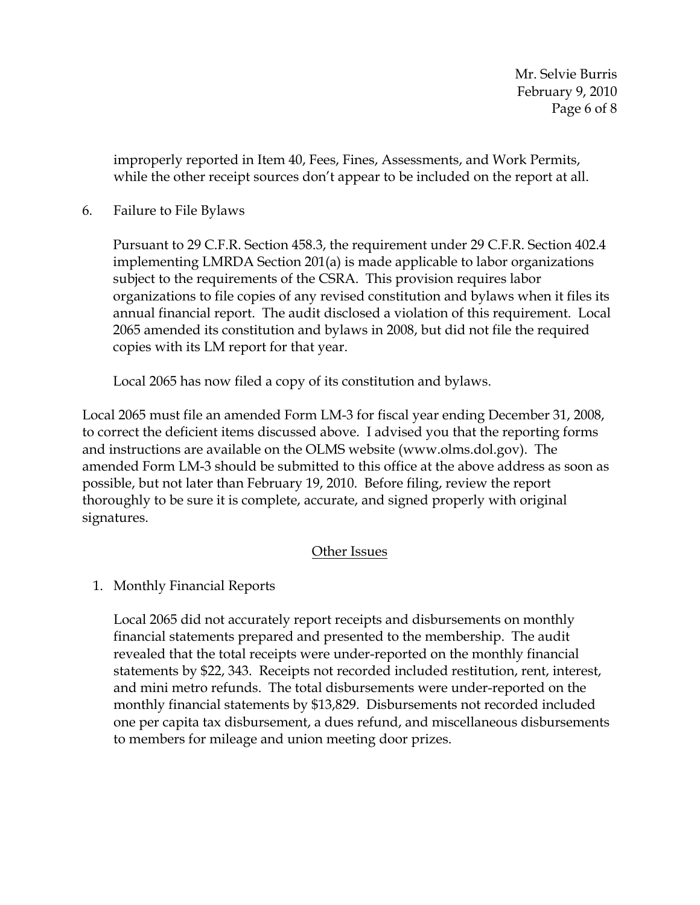improperly reported in Item 40, Fees, Fines, Assessments, and Work Permits, while the other receipt sources don't appear to be included on the report at all.

6. Failure to File Bylaws

   Pursuant to 29 C.F.R. Section 458.3, the requirement under 29 C.F.R. Section 402.4 implementing LMRDA Section 201(a) is made applicable to labor organizations subject to the requirements of the CSRA. This provision requires labor organizations to file copies of any revised constitution and bylaws when it files its annual financial report. The audit disclosed a violation of this requirement. Local 2065 amended its constitution and bylaws in 2008, but did not file the required copies with its LM report for that year.

   Local 2065 has now filed a copy of its constitution and bylaws.

Local 2065 must file an amended Form LM-3 for fiscal year ending December 31, 2008, to correct the deficient items discussed above. I advised you that the reporting forms and instructions are available on the OLMS website (www.olms.dol.gov). The amended Form LM-3 should be submitted to this office at the above address as soon as possible, but not later than February 19, 2010. Before filing, review the report thoroughly to be sure it is complete, accurate, and signed properly with original signatures.

## Other Issues

1. Monthly Financial Reports

   Local 2065 did not accurately report receipts and disbursements on monthly financial statements prepared and presented to the membership. The audit revealed that the total receipts were under-reported on the monthly financial statements by $22, 343. Receipts not recorded included restitution, rent, interest, and mini metro refunds. The total disbursements were under-reported on the monthly financial statements by $13,829. Disbursements not recorded included one per capita tax disbursement, a dues refund, and miscellaneous disbursements to members for mileage and union meeting door prizes.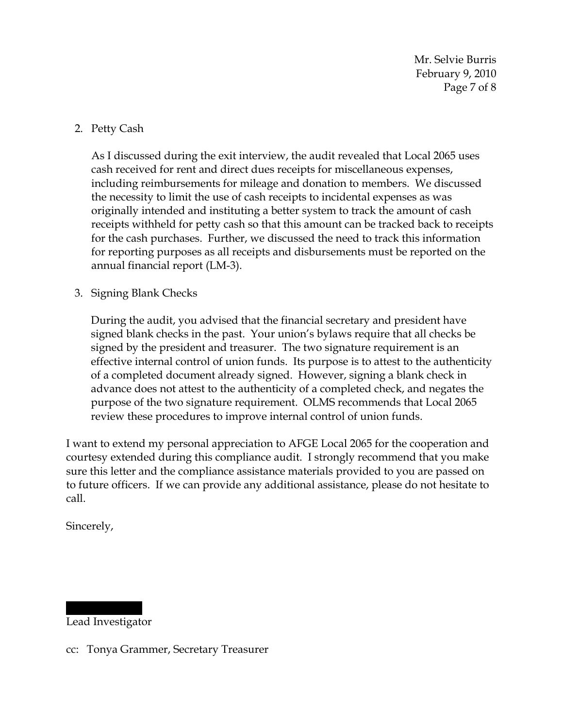2. Petty Cash

   As I discussed during the exit interview, the audit revealed that Local 2065 uses cash received for rent and direct dues receipts for miscellaneous expenses, including reimbursements for mileage and donation to members. We discussed the necessity to limit the use of cash receipts to incidental expenses as was originally intended and instituting a better system to track the amount of cash receipts withheld for petty cash so that this amount can be tracked back to receipts for the cash purchases. Further, we discussed the need to track this information for reporting purposes as all receipts and disbursements must be reported on the annual financial report (LM-3).

3. Signing Blank Checks

   During the audit, you advised that the financial secretary and president have signed blank checks in the past. Your union's bylaws require that all checks be signed by the president and treasurer. The two signature requirement is an effective internal control of union funds. Its purpose is to attest to the authenticity of a completed document already signed. However, signing a blank check in advance does not attest to the authenticity of a completed check, and negates the purpose of the two signature requirement. OLMS recommends that Local 2065 review these procedures to improve internal control of union funds.

I want to extend my personal appreciation to AFGE Local 2065 for the cooperation and courtesy extended during this compliance audit. I strongly recommend that you make sure this letter and the compliance assistance materials provided to you are passed on to future officers. If we can provide any additional assistance, please do not hesitate to call.

Sincerely,

Lead Investigator

cc: Tonya Grammer, Secretary Treasurer